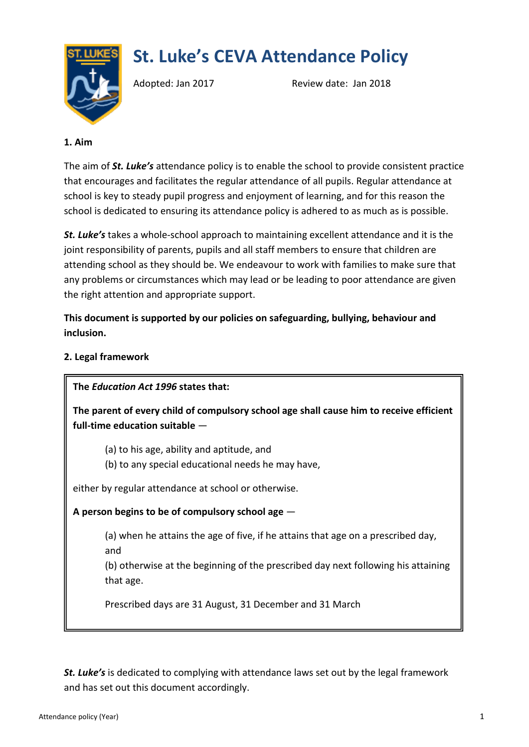# St. Luke's CEVA Attendance Policy

Adopted: Jan 2017 Review date: Jan 2018

**1. Aim**

The aim of ***St. Luke's*** attendance policy is to enable the school to provide consistent practice that encourages and facilitates the regular attendance of all pupils. Regular attendance at school is key to steady pupil progress and enjoyment of learning, and for this reason the school is dedicated to ensuring its attendance policy is adhered to as much as is possible.

***St. Luke's*** takes a whole-school approach to maintaining excellent attendance and it is the joint responsibility of parents, pupils and all staff members to ensure that children are attending school as they should be. We endeavour to work with families to make sure that any problems or circumstances which may lead or be leading to poor attendance are given the right attention and appropriate support.

**This document is supported by our policies on safeguarding, bullying, behaviour and inclusion.**

**2. Legal framework**

> **The *Education Act 1996* states that:**
>
> **The parent of every child of compulsory school age shall cause him to receive efficient full-time education suitable —**
>
> (a) to his age, ability and aptitude, and
> (b) to any special educational needs he may have,
>
> either by regular attendance at school or otherwise.
>
> **A person begins to be of compulsory school age —**
>
> (a) when he attains the age of five, if he attains that age on a prescribed day, and
> (b) otherwise at the beginning of the prescribed day next following his attaining that age.
>
> Prescribed days are 31 August, 31 December and 31 March

***St. Luke's*** is dedicated to complying with attendance laws set out by the legal framework and has set out this document accordingly.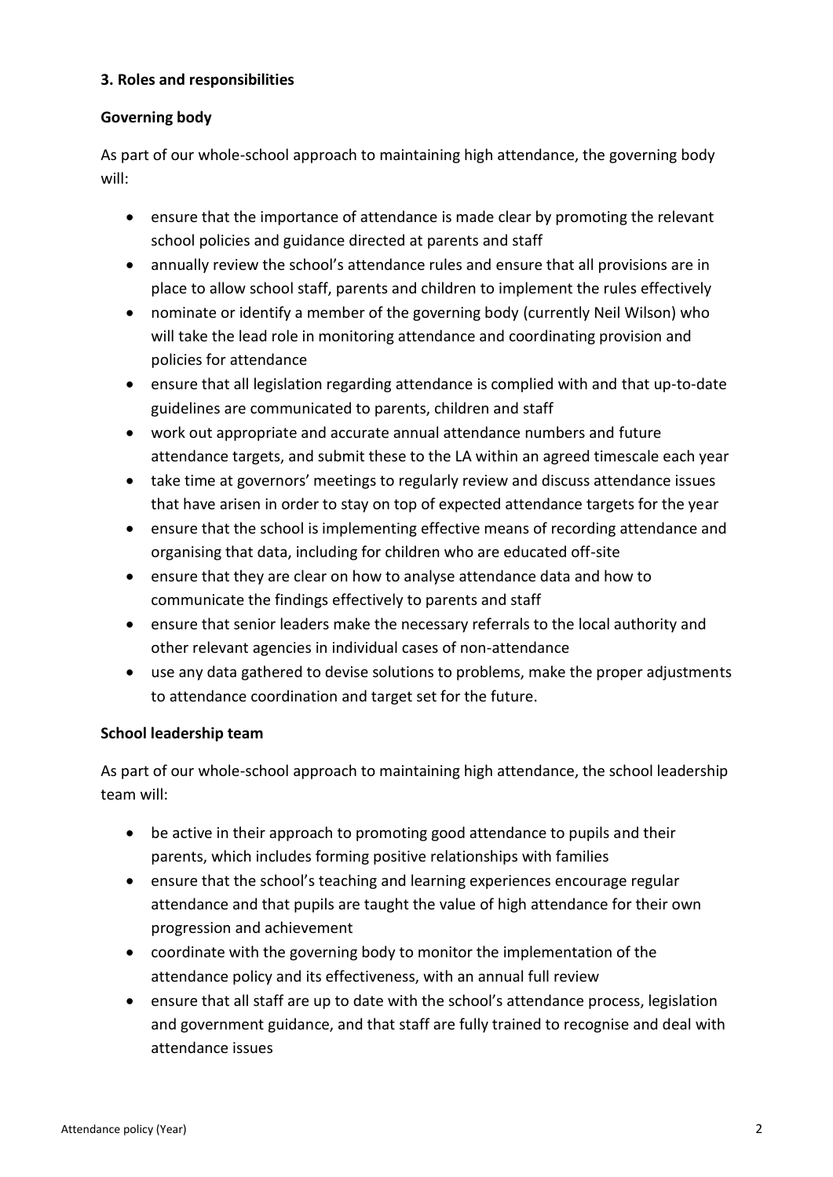## 3. Roles and responsibilities

### Governing body

As part of our whole-school approach to maintaining high attendance, the governing body will:

- ensure that the importance of attendance is made clear by promoting the relevant school policies and guidance directed at parents and staff
- annually review the school's attendance rules and ensure that all provisions are in place to allow school staff, parents and children to implement the rules effectively
- nominate or identify a member of the governing body (currently Neil Wilson) who will take the lead role in monitoring attendance and coordinating provision and policies for attendance
- ensure that all legislation regarding attendance is complied with and that up-to-date guidelines are communicated to parents, children and staff
- work out appropriate and accurate annual attendance numbers and future attendance targets, and submit these to the LA within an agreed timescale each year
- take time at governors' meetings to regularly review and discuss attendance issues that have arisen in order to stay on top of expected attendance targets for the year
- ensure that the school is implementing effective means of recording attendance and organising that data, including for children who are educated off-site
- ensure that they are clear on how to analyse attendance data and how to communicate the findings effectively to parents and staff
- ensure that senior leaders make the necessary referrals to the local authority and other relevant agencies in individual cases of non-attendance
- use any data gathered to devise solutions to problems, make the proper adjustments to attendance coordination and target set for the future.

### School leadership team

As part of our whole-school approach to maintaining high attendance, the school leadership team will:

- be active in their approach to promoting good attendance to pupils and their parents, which includes forming positive relationships with families
- ensure that the school's teaching and learning experiences encourage regular attendance and that pupils are taught the value of high attendance for their own progression and achievement
- coordinate with the governing body to monitor the implementation of the attendance policy and its effectiveness, with an annual full review
- ensure that all staff are up to date with the school's attendance process, legislation and government guidance, and that staff are fully trained to recognise and deal with attendance issues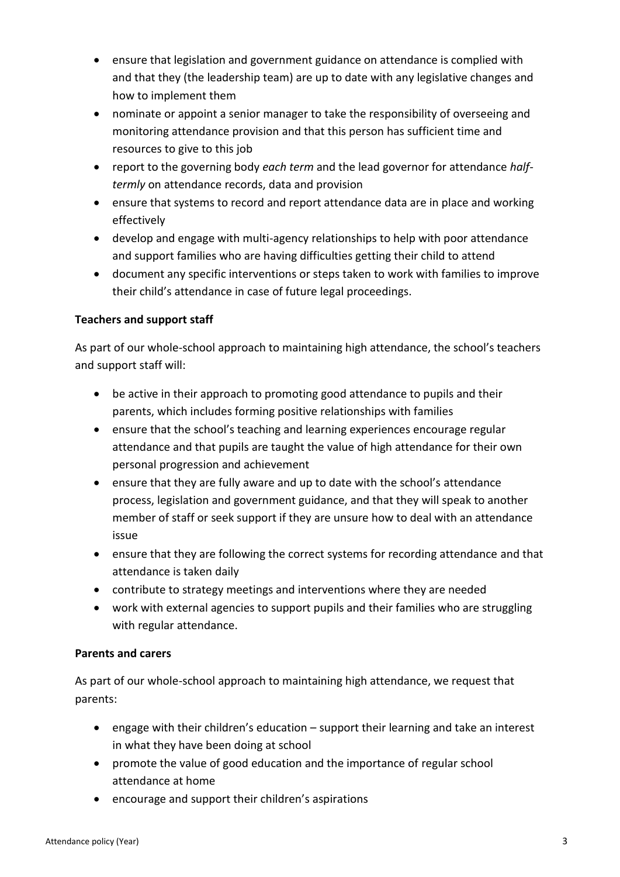- ensure that legislation and government guidance on attendance is complied with and that they (the leadership team) are up to date with any legislative changes and how to implement them
- nominate or appoint a senior manager to take the responsibility of overseeing and monitoring attendance provision and that this person has sufficient time and resources to give to this job
- report to the governing body *each term* and the lead governor for attendance *half-termly* on attendance records, data and provision
- ensure that systems to record and report attendance data are in place and working effectively
- develop and engage with multi-agency relationships to help with poor attendance and support families who are having difficulties getting their child to attend
- document any specific interventions or steps taken to work with families to improve their child's attendance in case of future legal proceedings.

**Teachers and support staff**

As part of our whole-school approach to maintaining high attendance, the school's teachers and support staff will:

- be active in their approach to promoting good attendance to pupils and their parents, which includes forming positive relationships with families
- ensure that the school's teaching and learning experiences encourage regular attendance and that pupils are taught the value of high attendance for their own personal progression and achievement
- ensure that they are fully aware and up to date with the school's attendance process, legislation and government guidance, and that they will speak to another member of staff or seek support if they are unsure how to deal with an attendance issue
- ensure that they are following the correct systems for recording attendance and that attendance is taken daily
- contribute to strategy meetings and interventions where they are needed
- work with external agencies to support pupils and their families who are struggling with regular attendance.

**Parents and carers**

As part of our whole-school approach to maintaining high attendance, we request that parents:

- engage with their children's education – support their learning and take an interest in what they have been doing at school
- promote the value of good education and the importance of regular school attendance at home
- encourage and support their children's aspirations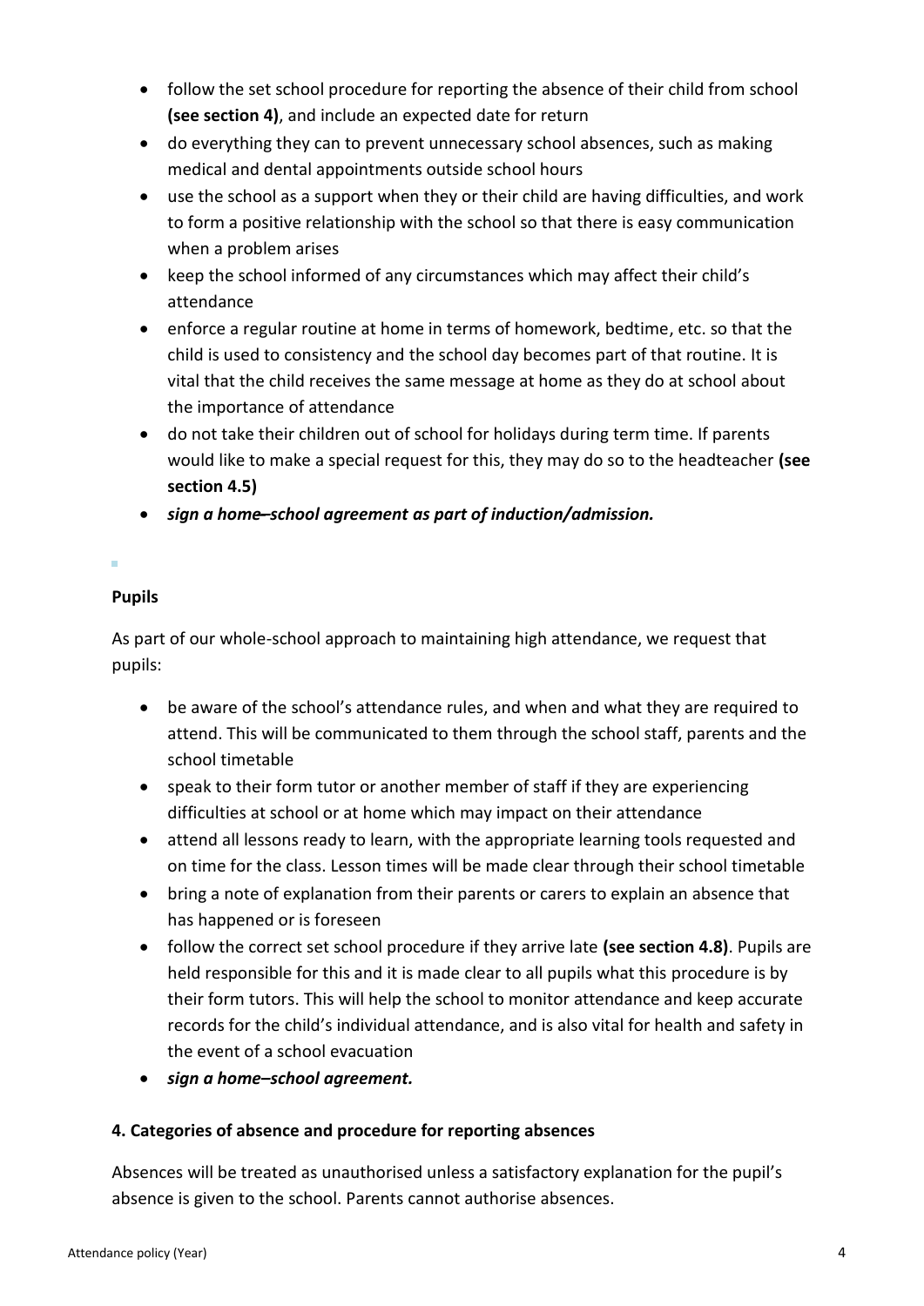- follow the set school procedure for reporting the absence of their child from school **(see section 4)**, and include an expected date for return
- do everything they can to prevent unnecessary school absences, such as making medical and dental appointments outside school hours
- use the school as a support when they or their child are having difficulties, and work to form a positive relationship with the school so that there is easy communication when a problem arises
- keep the school informed of any circumstances which may affect their child's attendance
- enforce a regular routine at home in terms of homework, bedtime, etc. so that the child is used to consistency and the school day becomes part of that routine. It is vital that the child receives the same message at home as they do at school about the importance of attendance
- do not take their children out of school for holidays during term time. If parents would like to make a special request for this, they may do so to the headteacher **(see section 4.5)**
- ***sign a home–school agreement as part of induction/admission.***

**Pupils**

As part of our whole-school approach to maintaining high attendance, we request that pupils:

- be aware of the school's attendance rules, and when and what they are required to attend. This will be communicated to them through the school staff, parents and the school timetable
- speak to their form tutor or another member of staff if they are experiencing difficulties at school or at home which may impact on their attendance
- attend all lessons ready to learn, with the appropriate learning tools requested and on time for the class. Lesson times will be made clear through their school timetable
- bring a note of explanation from their parents or carers to explain an absence that has happened or is foreseen
- follow the correct set school procedure if they arrive late **(see section 4.8)**. Pupils are held responsible for this and it is made clear to all pupils what this procedure is by their form tutors. This will help the school to monitor attendance and keep accurate records for the child's individual attendance, and is also vital for health and safety in the event of a school evacuation
- ***sign a home–school agreement.***

**4. Categories of absence and procedure for reporting absences**

Absences will be treated as unauthorised unless a satisfactory explanation for the pupil's absence is given to the school. Parents cannot authorise absences.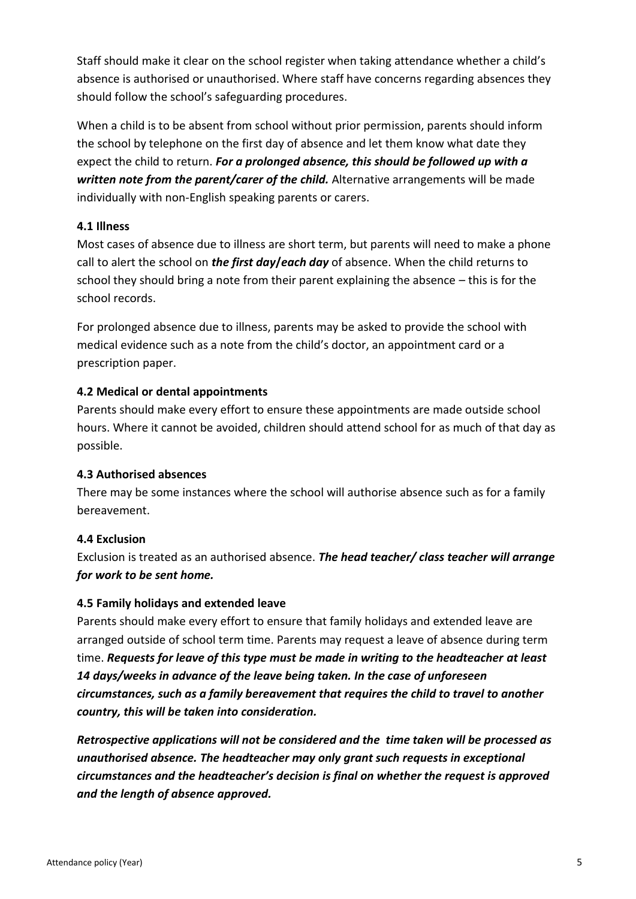Staff should make it clear on the school register when taking attendance whether a child's absence is authorised or unauthorised. Where staff have concerns regarding absences they should follow the school's safeguarding procedures.

When a child is to be absent from school without prior permission, parents should inform the school by telephone on the first day of absence and let them know what date they expect the child to return. ***For a prolonged absence, this should be followed up with a written note from the parent/carer of the child.*** Alternative arrangements will be made individually with non-English speaking parents or carers.

### 4.1 Illness

Most cases of absence due to illness are short term, but parents will need to make a phone call to alert the school on ***the first day/each day*** of absence. When the child returns to school they should bring a note from their parent explaining the absence – this is for the school records.

For prolonged absence due to illness, parents may be asked to provide the school with medical evidence such as a note from the child's doctor, an appointment card or a prescription paper.

### 4.2 Medical or dental appointments

Parents should make every effort to ensure these appointments are made outside school hours. Where it cannot be avoided, children should attend school for as much of that day as possible.

### 4.3 Authorised absences

There may be some instances where the school will authorise absence such as for a family bereavement.

### 4.4 Exclusion

Exclusion is treated as an authorised absence. ***The head teacher/ class teacher will arrange for work to be sent home.***

### 4.5 Family holidays and extended leave

Parents should make every effort to ensure that family holidays and extended leave are arranged outside of school term time. Parents may request a leave of absence during term time. ***Requests for leave of this type must be made in writing to the headteacher at least 14 days/weeks in advance of the leave being taken. In the case of unforeseen circumstances, such as a family bereavement that requires the child to travel to another country, this will be taken into consideration.***

***Retrospective applications will not be considered and the time taken will be processed as unauthorised absence. The headteacher may only grant such requests in exceptional circumstances and the headteacher's decision is final on whether the request is approved and the length of absence approved.***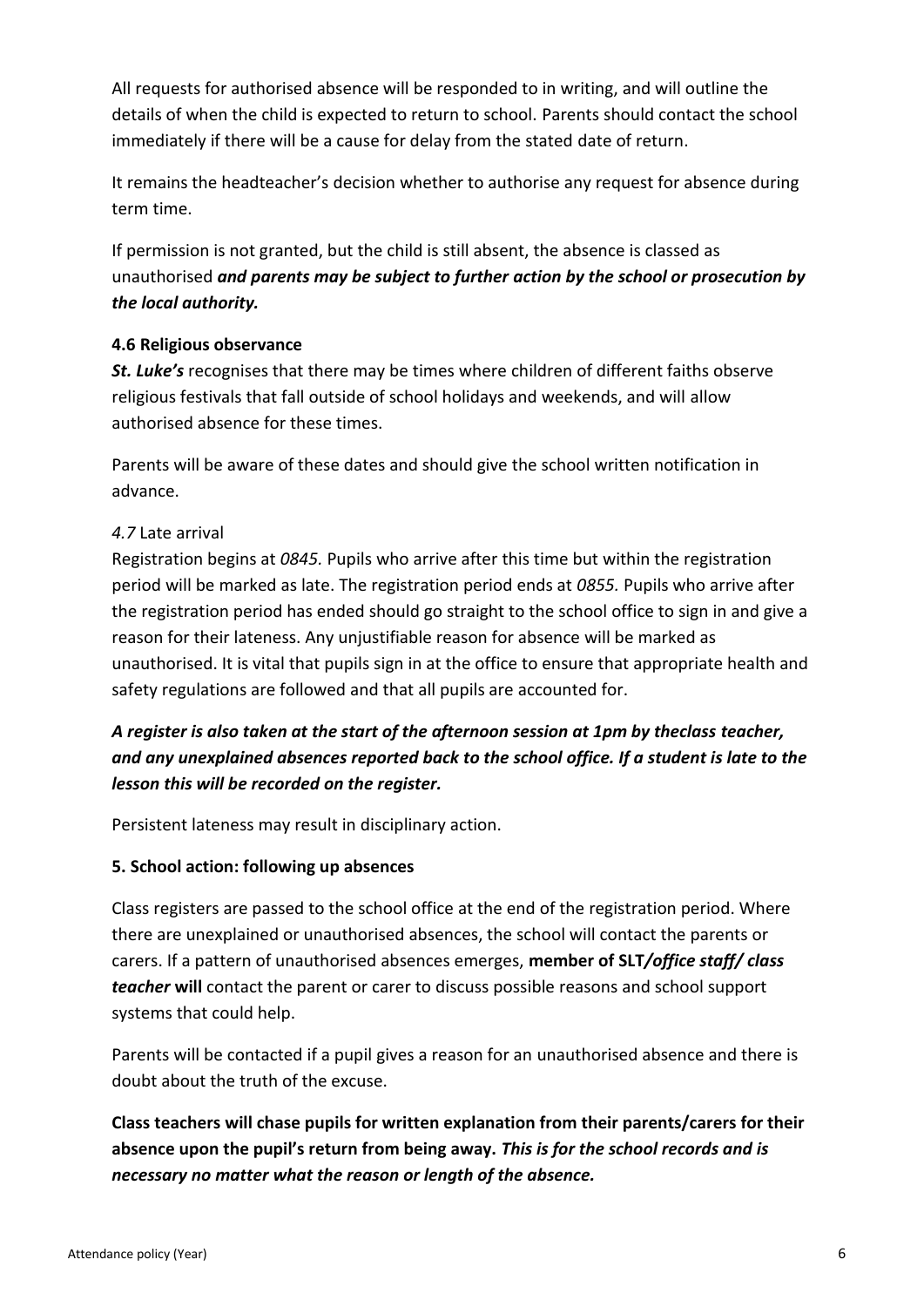All requests for authorised absence will be responded to in writing, and will outline the details of when the child is expected to return to school. Parents should contact the school immediately if there will be a cause for delay from the stated date of return.

It remains the headteacher's decision whether to authorise any request for absence during term time.

If permission is not granted, but the child is still absent, the absence is classed as unauthorised ***and parents may be subject to further action by the school or prosecution by the local authority.***

### 4.6 Religious observance

***St. Luke's*** recognises that there may be times where children of different faiths observe religious festivals that fall outside of school holidays and weekends, and will allow authorised absence for these times.

Parents will be aware of these dates and should give the school written notification in advance.

### *4.7* Late arrival

Registration begins at *0845.* Pupils who arrive after this time but within the registration period will be marked as late. The registration period ends at *0855.* Pupils who arrive after the registration period has ended should go straight to the school office to sign in and give a reason for their lateness. Any unjustifiable reason for absence will be marked as unauthorised. It is vital that pupils sign in at the office to ensure that appropriate health and safety regulations are followed and that all pupils are accounted for.

***A register is also taken at the start of the afternoon session at 1pm by theclass teacher, and any unexplained absences reported back to the school office. If a student is late to the lesson this will be recorded on the register.***

Persistent lateness may result in disciplinary action.

### 5. School action: following up absences

Class registers are passed to the school office at the end of the registration period. Where there are unexplained or unauthorised absences, the school will contact the parents or carers. If a pattern of unauthorised absences emerges, **member of SLT*/office staff/ class teacher* will** contact the parent or carer to discuss possible reasons and school support systems that could help.

Parents will be contacted if a pupil gives a reason for an unauthorised absence and there is doubt about the truth of the excuse.

**Class teachers will chase pupils for written explanation from their parents/carers for their absence upon the pupil's return from being away.** ***This is for the school records and is necessary no matter what the reason or length of the absence.***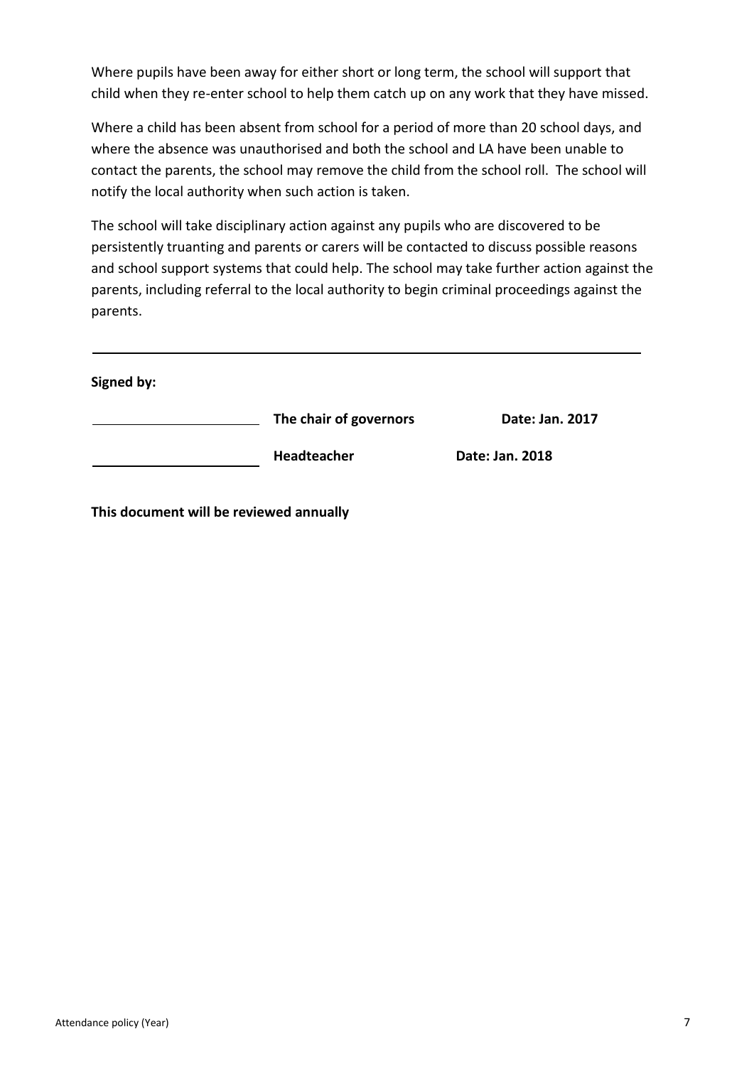Where pupils have been away for either short or long term, the school will support that child when they re-enter school to help them catch up on any work that they have missed.

Where a child has been absent from school for a period of more than 20 school days, and where the absence was unauthorised and both the school and LA have been unable to contact the parents, the school may remove the child from the school roll. The school will notify the local authority when such action is taken.

The school will take disciplinary action against any pupils who are discovered to be persistently truanting and parents or carers will be contacted to discuss possible reasons and school support systems that could help. The school may take further action against the parents, including referral to the local authority to begin criminal proceedings against the parents.

---

**Signed by:**

| | | |
|---|---|---|
| ____________________ | **The chair of governors** | **Date: Jan. 2017** |
| ____________________ | **Headteacher** | **Date: Jan. 2018** |

**This document will be reviewed annually**